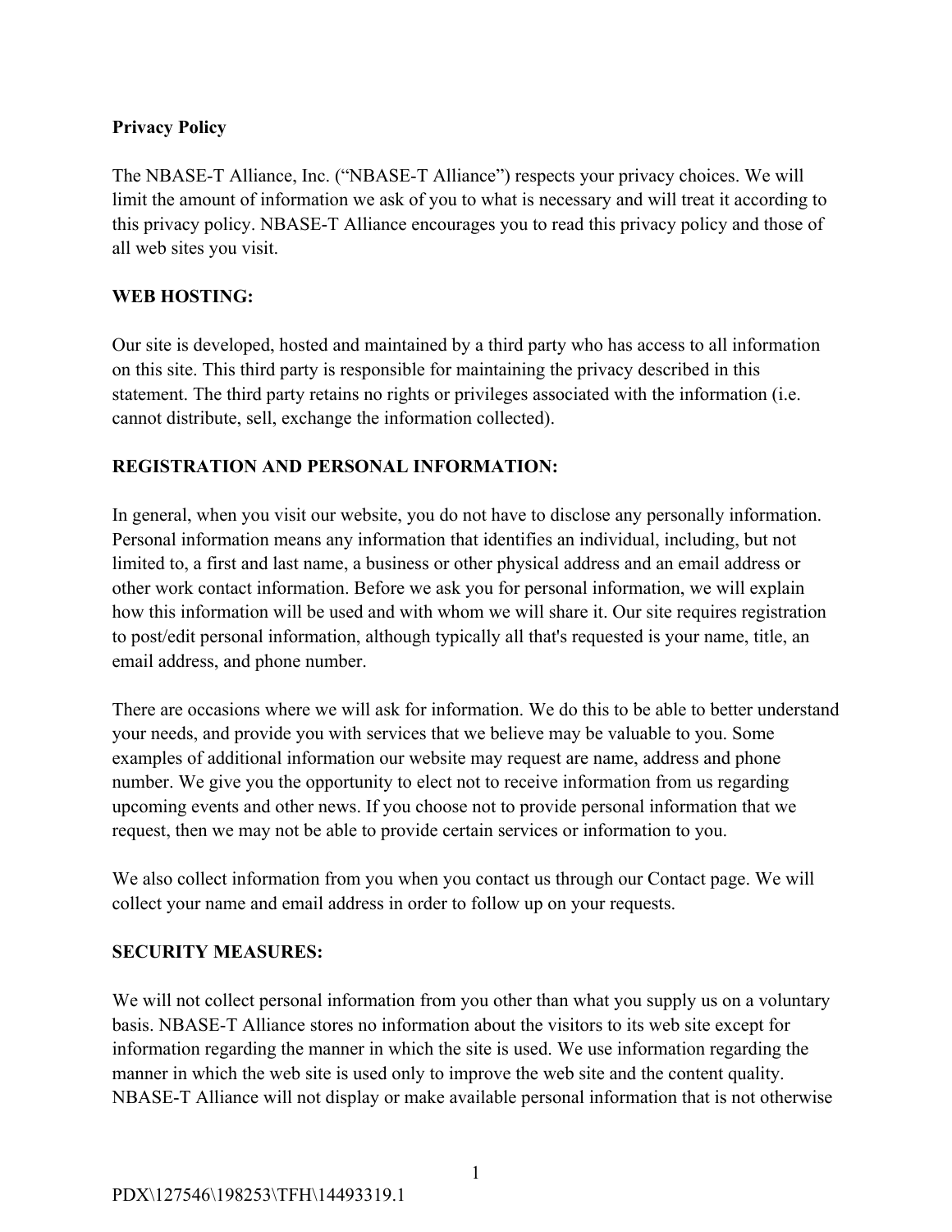**Privacy Policy**

The NBASE-T Alliance, Inc. (“NBASE-T Alliance”) respects your privacy choices. We will limit the amount of information we ask of you to what is necessary and will treat it according to this privacy policy. NBASE-T Alliance encourages you to read this privacy policy and those of all web sites you visit.

**WEB HOSTING:**

Our site is developed, hosted and maintained by a third party who has access to all information on this site. This third party is responsible for maintaining the privacy described in this statement. The third party retains no rights or privileges associated with the information (i.e. cannot distribute, sell, exchange the information collected).

**REGISTRATION AND PERSONAL INFORMATION:**

In general, when you visit our website, you do not have to disclose any personally information. Personal information means any information that identifies an individual, including, but not limited to, a first and last name, a business or other physical address and an email address or other work contact information. Before we ask you for personal information, we will explain how this information will be used and with whom we will share it. Our site requires registration to post/edit personal information, although typically all that's requested is your name, title, an email address, and phone number.

There are occasions where we will ask for information. We do this to be able to better understand your needs, and provide you with services that we believe may be valuable to you. Some examples of additional information our website may request are name, address and phone number. We give you the opportunity to elect not to receive information from us regarding upcoming events and other news. If you choose not to provide personal information that we request, then we may not be able to provide certain services or information to you.

We also collect information from you when you contact us through our Contact page. We will collect your name and email address in order to follow up on your requests.

**SECURITY MEASURES:**

We will not collect personal information from you other than what you supply us on a voluntary basis. NBASE-T Alliance stores no information about the visitors to its web site except for information regarding the manner in which the site is used. We use information regarding the manner in which the web site is used only to improve the web site and the content quality. NBASE-T Alliance will not display or make available personal information that is not otherwise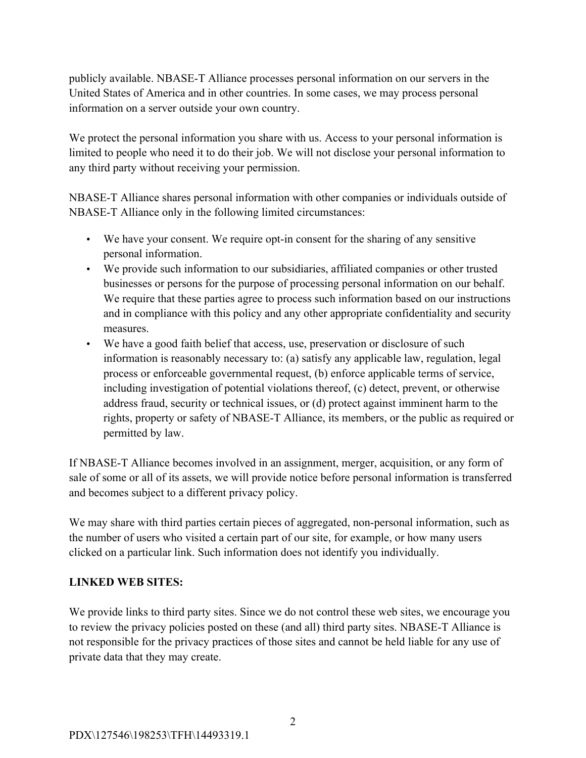publicly available. NBASE-T Alliance processes personal information on our servers in the United States of America and in other countries. In some cases, we may process personal information on a server outside your own country.

We protect the personal information you share with us. Access to your personal information is limited to people who need it to do their job. We will not disclose your personal information to any third party without receiving your permission.

NBASE-T Alliance shares personal information with other companies or individuals outside of NBASE-T Alliance only in the following limited circumstances:

- We have your consent. We require opt-in consent for the sharing of any sensitive personal information.
- We provide such information to our subsidiaries, affiliated companies or other trusted businesses or persons for the purpose of processing personal information on our behalf. We require that these parties agree to process such information based on our instructions and in compliance with this policy and any other appropriate confidentiality and security measures.
- We have a good faith belief that access, use, preservation or disclosure of such information is reasonably necessary to: (a) satisfy any applicable law, regulation, legal process or enforceable governmental request, (b) enforce applicable terms of service, including investigation of potential violations thereof, (c) detect, prevent, or otherwise address fraud, security or technical issues, or (d) protect against imminent harm to the rights, property or safety of NBASE-T Alliance, its members, or the public as required or permitted by law.

If NBASE-T Alliance becomes involved in an assignment, merger, acquisition, or any form of sale of some or all of its assets, we will provide notice before personal information is transferred and becomes subject to a different privacy policy.

We may share with third parties certain pieces of aggregated, non-personal information, such as the number of users who visited a certain part of our site, for example, or how many users clicked on a particular link. Such information does not identify you individually.

**LINKED WEB SITES:**

We provide links to third party sites. Since we do not control these web sites, we encourage you to review the privacy policies posted on these (and all) third party sites. NBASE-T Alliance is not responsible for the privacy practices of those sites and cannot be held liable for any use of private data that they may create.

PDX\127546\198253\TFH\14493319.1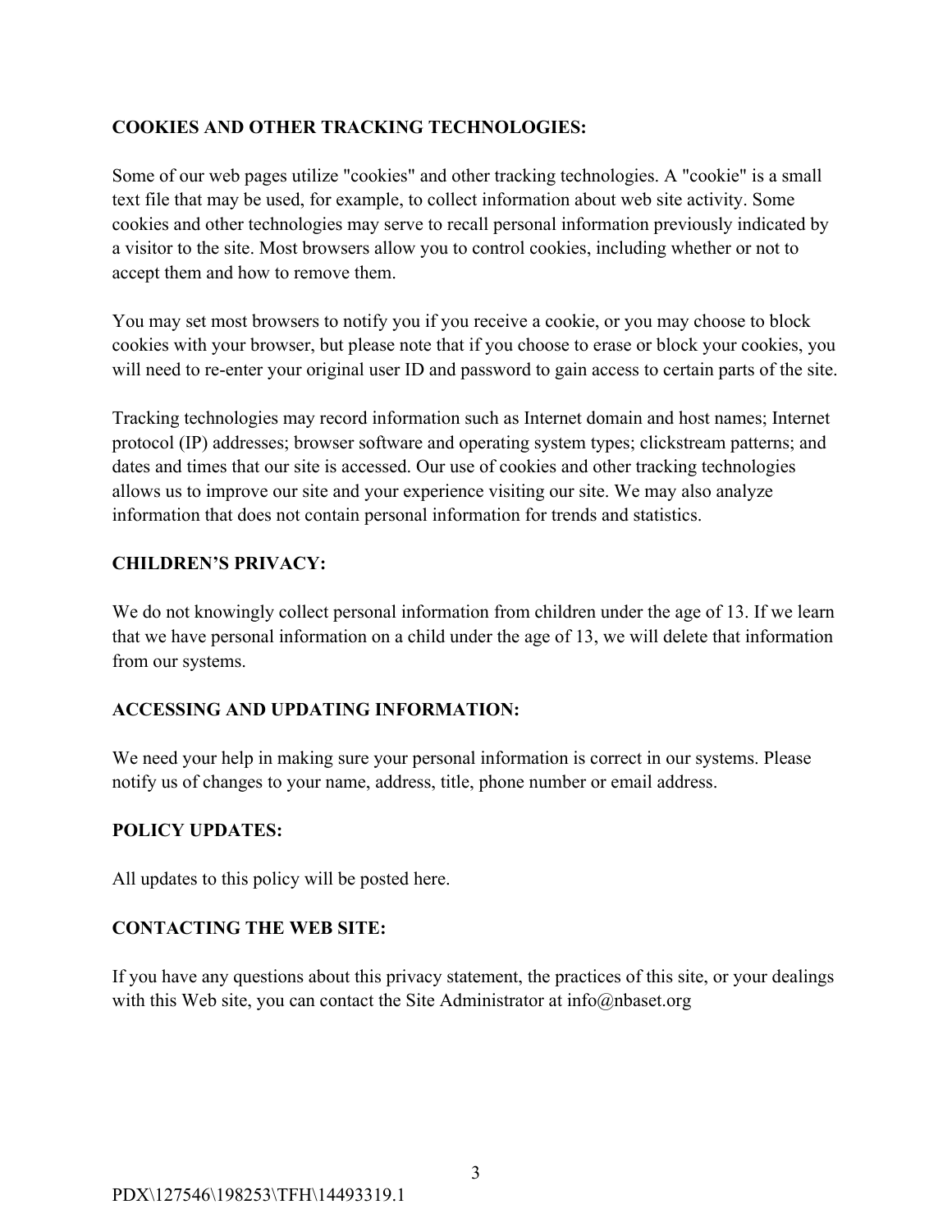**COOKIES AND OTHER TRACKING TECHNOLOGIES:**

Some of our web pages utilize "cookies" and other tracking technologies. A "cookie" is a small text file that may be used, for example, to collect information about web site activity. Some cookies and other technologies may serve to recall personal information previously indicated by a visitor to the site. Most browsers allow you to control cookies, including whether or not to accept them and how to remove them.

You may set most browsers to notify you if you receive a cookie, or you may choose to block cookies with your browser, but please note that if you choose to erase or block your cookies, you will need to re-enter your original user ID and password to gain access to certain parts of the site.

Tracking technologies may record information such as Internet domain and host names; Internet protocol (IP) addresses; browser software and operating system types; clickstream patterns; and dates and times that our site is accessed. Our use of cookies and other tracking technologies allows us to improve our site and your experience visiting our site. We may also analyze information that does not contain personal information for trends and statistics.

**CHILDREN'S PRIVACY:**

We do not knowingly collect personal information from children under the age of 13. If we learn that we have personal information on a child under the age of 13, we will delete that information from our systems.

**ACCESSING AND UPDATING INFORMATION:**

We need your help in making sure your personal information is correct in our systems. Please notify us of changes to your name, address, title, phone number or email address.

**POLICY UPDATES:**

All updates to this policy will be posted here.

**CONTACTING THE WEB SITE:**

If you have any questions about this privacy statement, the practices of this site, or your dealings with this Web site, you can contact the Site Administrator at info@nbaset.org

PDX\127546\198253\TFH\14493319.1